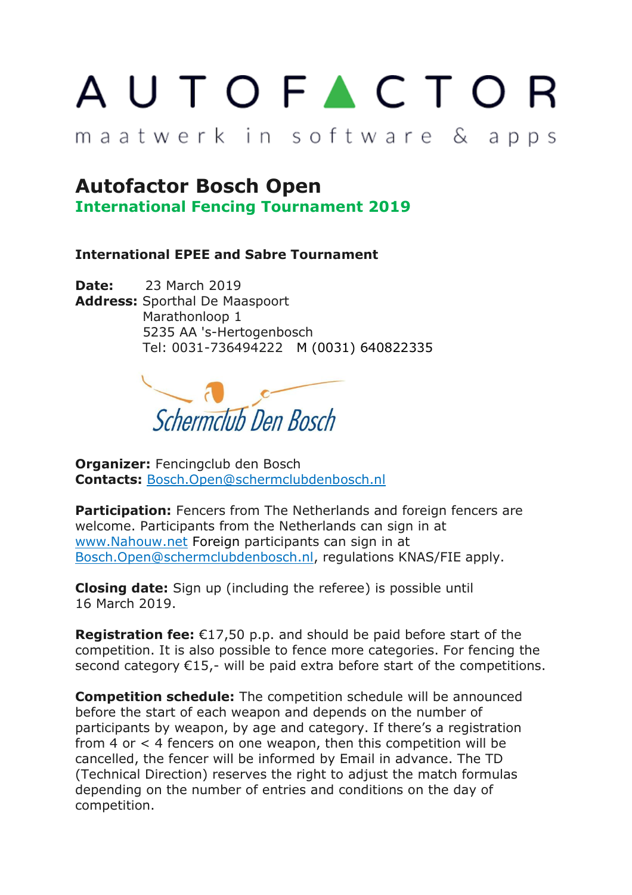AUTOFACTOR

maatwerk in software & apps

# Autofactor Bosch Open

## International Fencing Tournament 2019

### International EPEE and Sabre Tournament

**Date:** 23 March 2019
**Address:** Sporthal De Maaspoort
Marathonloop 1
5235 AA 's-Hertogenbosch
Tel: 0031-736494222 M (0031) 640822335

Schermclub Den Bosch

**Organizer:** Fencingclub den Bosch
**Contacts:** Bosch.Open@schermclubdenbosch.nl

**Participation:** Fencers from The Netherlands and foreign fencers are welcome. Participants from the Netherlands can sign in at www.Nahouw.net Foreign participants can sign in at Bosch.Open@schermclubdenbosch.nl, regulations KNAS/FIE apply.

**Closing date:** Sign up (including the referee) is possible until 16 March 2019.

**Registration fee:** €17,50 p.p. and should be paid before start of the competition. It is also possible to fence more categories. For fencing the second category €15,- will be paid extra before start of the competitions.

**Competition schedule:** The competition schedule will be announced before the start of each weapon and depends on the number of participants by weapon, by age and category. If there's a registration from 4 or < 4 fencers on one weapon, then this competition will be cancelled, the fencer will be informed by Email in advance. The TD (Technical Direction) reserves the right to adjust the match formulas depending on the number of entries and conditions on the day of competition.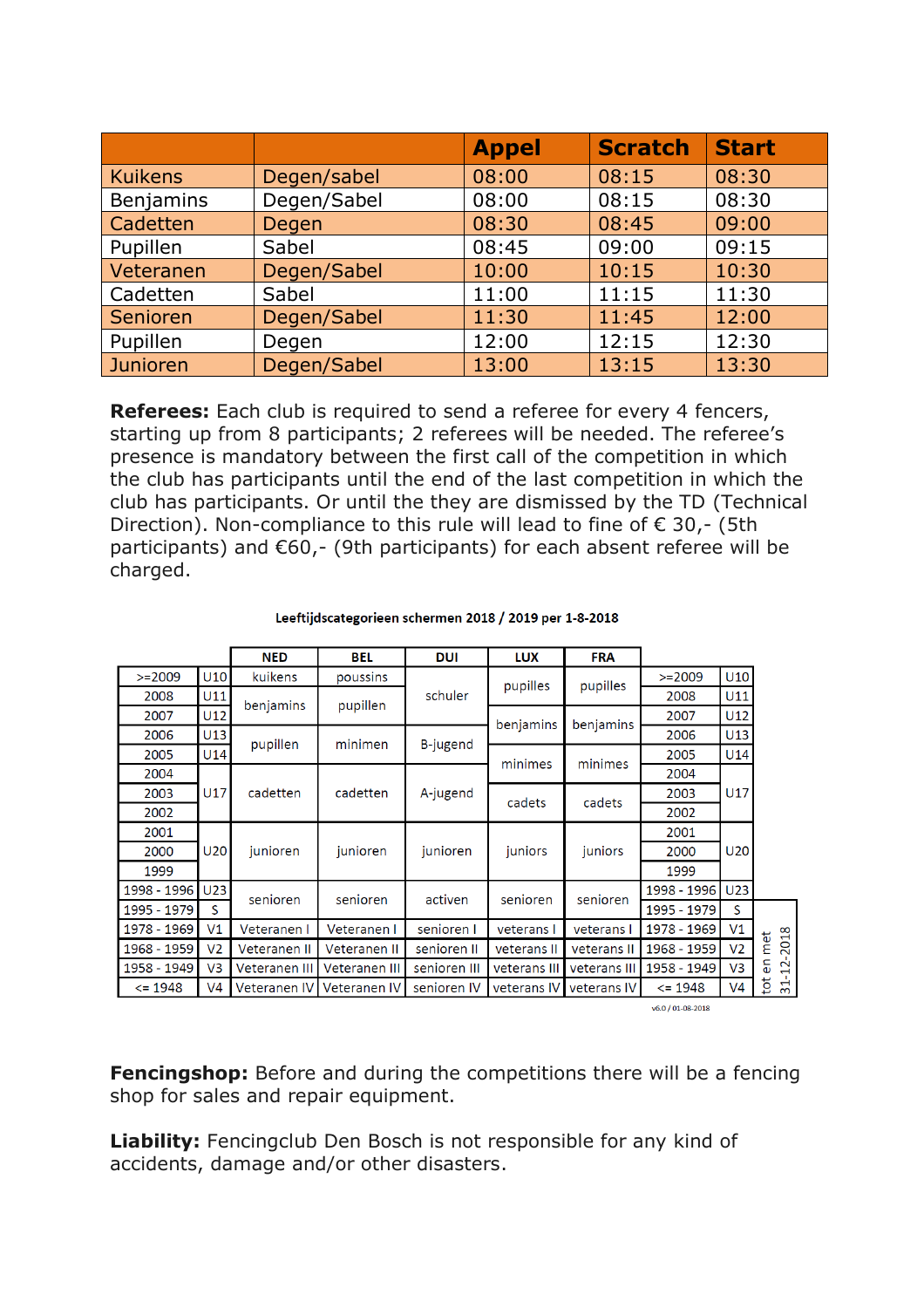| | | Appel | Scratch | Start |
|---|---|---|---|---|
| Kuikens | Degen/sabel | 08:00 | 08:15 | 08:30 |
| Benjamins | Degen/Sabel | 08:00 | 08:15 | 08:30 |
| Cadetten | Degen | 08:30 | 08:45 | 09:00 |
| Pupillen | Sabel | 08:45 | 09:00 | 09:15 |
| Veteranen | Degen/Sabel | 10:00 | 10:15 | 10:30 |
| Cadetten | Sabel | 11:00 | 11:15 | 11:30 |
| Senioren | Degen/Sabel | 11:30 | 11:45 | 12:00 |
| Pupillen | Degen | 12:00 | 12:15 | 12:30 |
| Junioren | Degen/Sabel | 13:00 | 13:15 | 13:30 |

**Referees:** Each club is required to send a referee for every 4 fencers, starting up from 8 participants; 2 referees will be needed. The referee's presence is mandatory between the first call of the competition in which the club has participants until the end of the last competition in which the club has participants. Or until the they are dismissed by the TD (Technical Direction). Non-compliance to this rule will lead to fine of € 30,- (5th participants) and €60,- (9th participants) for each absent referee will be charged.

**Leeftijdscategorieen schermen 2018 / 2019 per 1-8-2018**

| | | NED | BEL | DUI | LUX | FRA | | |
|---|---|---|---|---|---|---|---|---|
| >=2009 | U10 | kuikens | poussins | schuler | pupilles | pupilles | >=2009 | U10 |
| 2008 | U11 | benjamins | pupillen | schuler | pupilles | pupilles | 2008 | U11 |
| 2007 | U12 | benjamins | pupillen | schuler | benjamins | benjamins | 2007 | U12 |
| 2006 | U13 | pupillen | minimen | B-jugend | benjamins | benjamins | 2006 | U13 |
| 2005 | U14 | pupillen | minimen | B-jugend | minimes | minimes | 2005 | U14 |
| 2004 | U17 | cadetten | cadetten | A-jugend | minimes | minimes | 2004 | U17 |
| 2003 | U17 | cadetten | cadetten | A-jugend | cadets | cadets | 2003 | U17 |
| 2002 | U17 | cadetten | cadetten | A-jugend | cadets | cadets | 2002 | U17 |
| 2001 | U20 | junioren | junioren | junioren | juniors | juniors | 2001 | U20 |
| 2000 | U20 | junioren | junioren | junioren | juniors | juniors | 2000 | U20 |
| 1999 | U20 | junioren | junioren | junioren | juniors | juniors | 1999 | U20 |
| 1998 - 1996 | U23 | senioren | senioren | activen | senioren | senioren | 1998 - 1996 | U23 |
| 1995 - 1979 | S | senioren | senioren | activen | senioren | senioren | 1995 - 1979 | S |
| 1978 - 1969 | V1 | Veteranen I | Veteranen I | senioren I | veterans I | veterans I | 1978 - 1969 | V1 |
| 1968 - 1959 | V2 | Veteranen II | Veteranen II | senioren II | veterans II | veterans II | 1968 - 1959 | V2 |
| 1958 - 1949 | V3 | Veteranen III | Veteranen III | senioren III | veterans III | veterans III | 1958 - 1949 | V3 |
| <= 1948 | V4 | Veteranen IV | Veteranen IV | senioren IV | veterans IV | veterans IV | <= 1948 | V4 |

tot en met 31-12-2018

v6.0 / 01-08-2018

**Fencingshop:** Before and during the competitions there will be a fencing shop for sales and repair equipment.

**Liability:** Fencingclub Den Bosch is not responsible for any kind of accidents, damage and/or other disasters.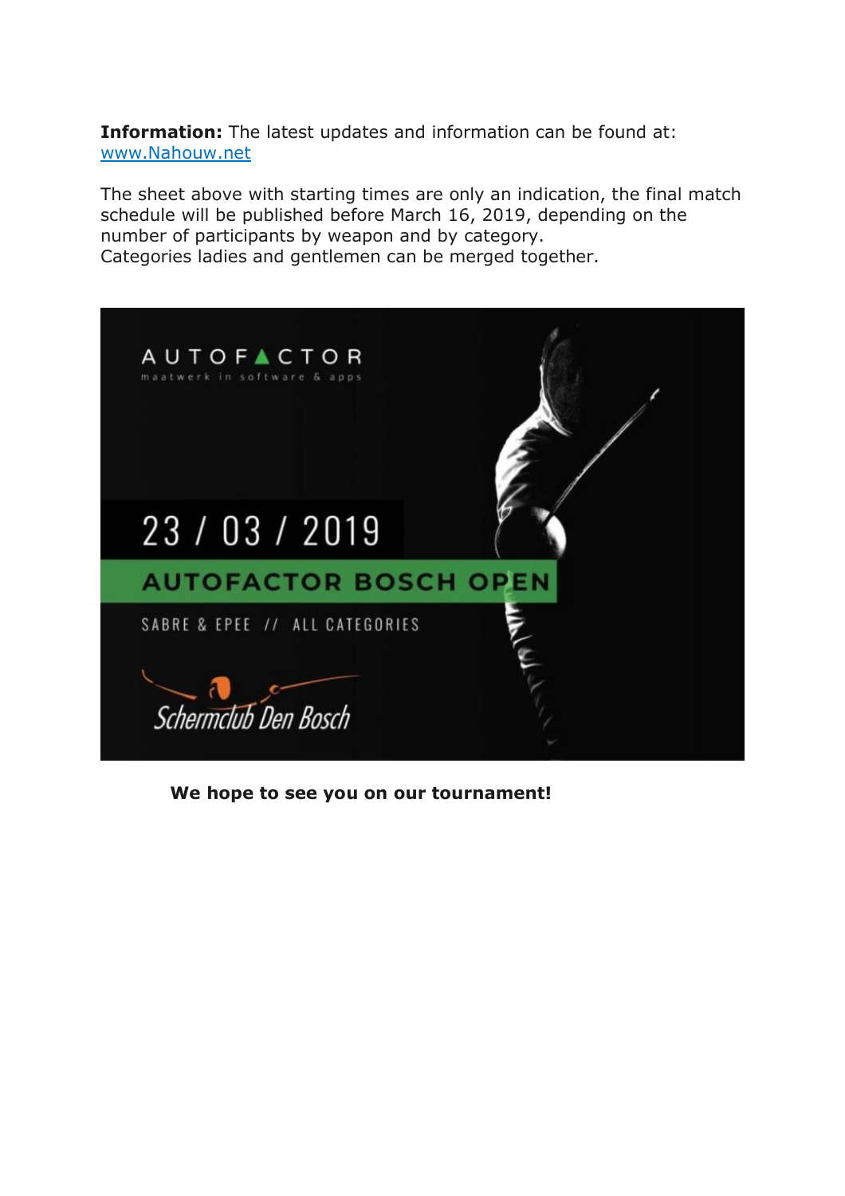**Information:** The latest updates and information can be found at: [www.Nahouw.net](www.Nahouw.net)

The sheet above with starting times are only an indication, the final match schedule will be published before March 16, 2019, depending on the number of participants by weapon and by category.
Categories ladies and gentlemen can be merged together.

AUTOFACTOR
maatwerk in software & apps

23 / 03 / 2019

AUTOFACTOR BOSCH OPEN

SABRE & EPEE // ALL CATEGORIES

Schermclub Den Bosch

**We hope to see you on our tournament!**